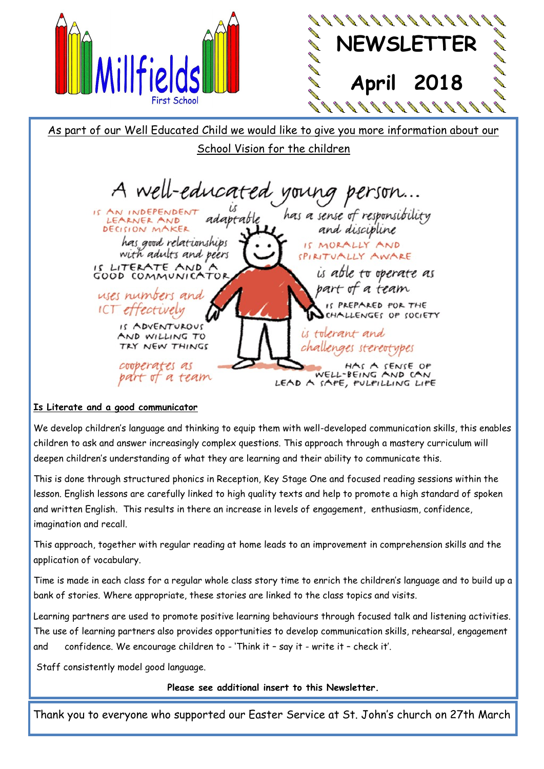# Millfields First School

# NEWSLETTER

## April 2018

As part of our Well Educated Child we would like to give you more information about our School Vision for the children

A well-educated young person...

- is an independent learner and decision maker
- is adaptable
- has a sense of responsibility and discipline
- has good relationships with adults and peers
- is morally and spiritually aware
- is literate and a good communicator
- is able to operate as part of a team
- uses numbers and ICT effectively
- is prepared for the challenges of society
- is adventurous and willing to try new things
- is tolerant and challenges stereotypes
- cooperates as part of a team
- has a sense of well-being and can lead a safe, fulfilling life

**Is Literate and a good communicator**

We develop children's language and thinking to equip them with well-developed communication skills, this enables children to ask and answer increasingly complex questions. This approach through a mastery curriculum will deepen children's understanding of what they are learning and their ability to communicate this.

This is done through structured phonics in Reception, Key Stage One and focused reading sessions within the lesson. English lessons are carefully linked to high quality texts and help to promote a high standard of spoken and written English. This results in there an increase in levels of engagement, enthusiasm, confidence, imagination and recall.

This approach, together with regular reading at home leads to an improvement in comprehension skills and the application of vocabulary.

Time is made in each class for a regular whole class story time to enrich the children's language and to build up a bank of stories. Where appropriate, these stories are linked to the class topics and visits.

Learning partners are used to promote positive learning behaviours through focused talk and listening activities. The use of learning partners also provides opportunities to develop communication skills, rehearsal, engagement and confidence. We encourage children to - 'Think it – say it - write it – check it'.

Staff consistently model good language.

**Please see additional insert to this Newsletter.**

Thank you to everyone who supported our Easter Service at St. John's church on 27th March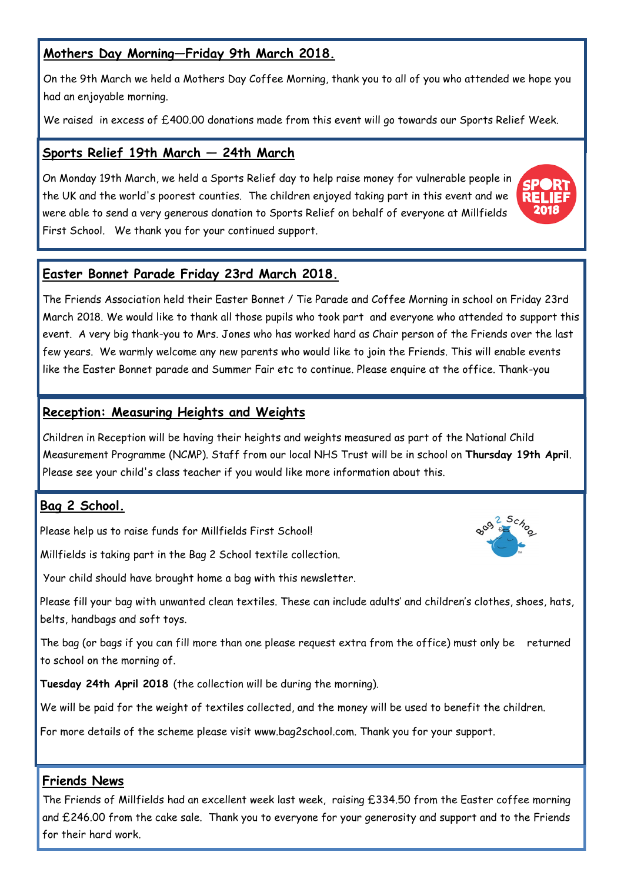## Mothers Day Morning—Friday 9th March 2018.

On the 9th March we held a Mothers Day Coffee Morning, thank you to all of you who attended we hope you had an enjoyable morning.

We raised in excess of £400.00 donations made from this event will go towards our Sports Relief Week.

## Sports Relief 19th March — 24th March

On Monday 19th March, we held a Sports Relief day to help raise money for vulnerable people in the UK and the world's poorest counties. The children enjoyed taking part in this event and we were able to send a very generous donation to Sports Relief on behalf of everyone at Millfields First School. We thank you for your continued support.

## Easter Bonnet Parade Friday 23rd March 2018.

The Friends Association held their Easter Bonnet / Tie Parade and Coffee Morning in school on Friday 23rd March 2018. We would like to thank all those pupils who took part and everyone who attended to support this event. A very big thank-you to Mrs. Jones who has worked hard as Chair person of the Friends over the last few years. We warmly welcome any new parents who would like to join the Friends. This will enable events like the Easter Bonnet parade and Summer Fair etc to continue. Please enquire at the office. Thank-you

## Reception: Measuring Heights and Weights

Children in Reception will be having their heights and weights measured as part of the National Child Measurement Programme (NCMP). Staff from our local NHS Trust will be in school on **Thursday 19th April**. Please see your child's class teacher if you would like more information about this.

## Bag 2 School.

Please help us to raise funds for Millfields First School!

Millfields is taking part in the Bag 2 School textile collection.

Your child should have brought home a bag with this newsletter.

Please fill your bag with unwanted clean textiles. These can include adults' and children's clothes, shoes, hats, belts, handbags and soft toys.

The bag (or bags if you can fill more than one please request extra from the office) must only be returned to school on the morning of.

**Tuesday 24th April 2018** (the collection will be during the morning).

We will be paid for the weight of textiles collected, and the money will be used to benefit the children.

For more details of the scheme please visit www.bag2school.com. Thank you for your support.

## Friends News

The Friends of Millfields had an excellent week last week, raising £334.50 from the Easter coffee morning and £246.00 from the cake sale. Thank you to everyone for your generosity and support and to the Friends for their hard work.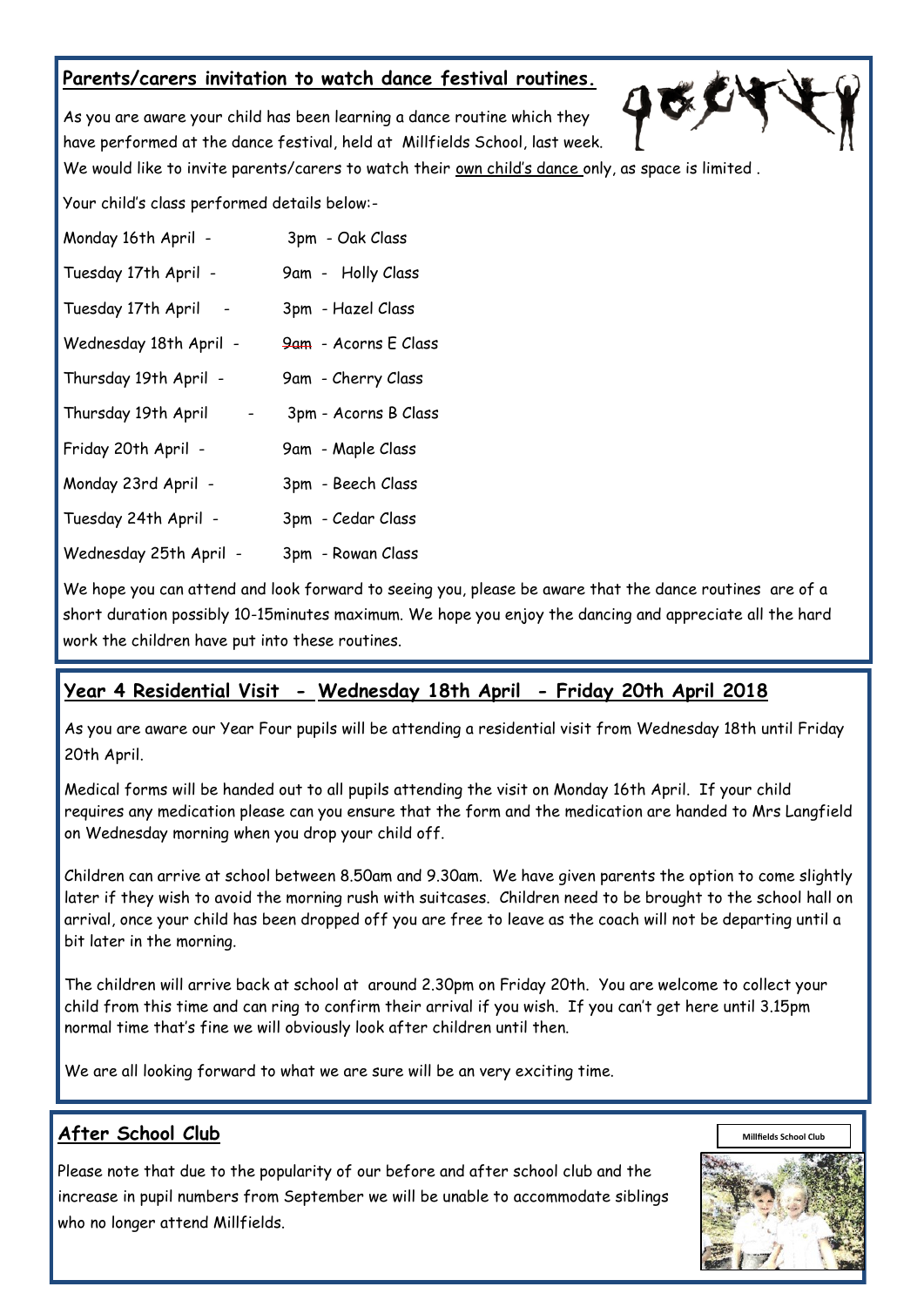## Parents/carers invitation to watch dance festival routines.

As you are aware your child has been learning a dance routine which they have performed at the dance festival, held at Millfields School, last week. We would like to invite parents/carers to watch their own child's dance only, as space is limited .

Your child's class performed details below:-

Monday 16th April - 3pm - Oak Class

Tuesday 17th April - 9am - Holly Class

Tuesday 17th April - 3pm - Hazel Class

Wednesday 18th April - ~~9am~~ - Acorns E Class

Thursday 19th April - 9am - Cherry Class

Thursday 19th April - 3pm - Acorns B Class

Friday 20th April - 9am - Maple Class

Monday 23rd April - 3pm - Beech Class

Tuesday 24th April - 3pm - Cedar Class

Wednesday 25th April - 3pm - Rowan Class

We hope you can attend and look forward to seeing you, please be aware that the dance routines are of a short duration possibly 10-15minutes maximum. We hope you enjoy the dancing and appreciate all the hard work the children have put into these routines.

## Year 4 Residential Visit - Wednesday 18th April - Friday 20th April 2018

As you are aware our Year Four pupils will be attending a residential visit from Wednesday 18th until Friday 20th April.

Medical forms will be handed out to all pupils attending the visit on Monday 16th April. If your child requires any medication please can you ensure that the form and the medication are handed to Mrs Langfield on Wednesday morning when you drop your child off.

Children can arrive at school between 8.50am and 9.30am. We have given parents the option to come slightly later if they wish to avoid the morning rush with suitcases. Children need to be brought to the school hall on arrival, once your child has been dropped off you are free to leave as the coach will not be departing until a bit later in the morning.

The children will arrive back at school at around 2.30pm on Friday 20th. You are welcome to collect your child from this time and can ring to confirm their arrival if you wish. If you can't get here until 3.15pm normal time that's fine we will obviously look after children until then.

We are all looking forward to what we are sure will be an very exciting time.

## After School Club

Please note that due to the popularity of our before and after school club and the increase in pupil numbers from September we will be unable to accommodate siblings who no longer attend Millfields.

Millfields School Club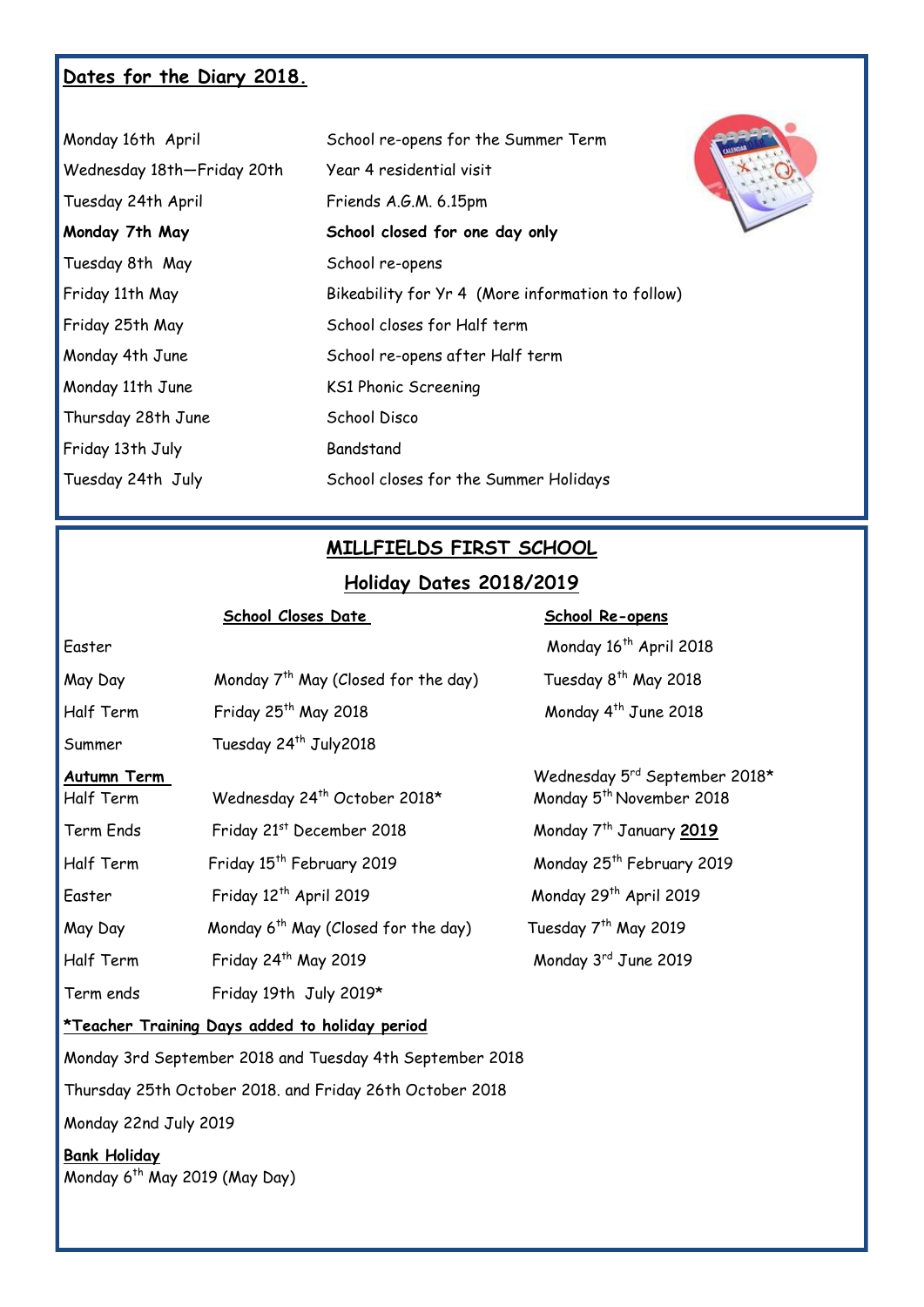## Dates for the Diary 2018.

| | |
|---|---|
| Monday 16th April | School re-opens for the Summer Term |
| Wednesday 18th—Friday 20th | Year 4 residential visit |
| Tuesday 24th April | Friends A.G.M. 6.15pm |
| **Monday 7th May** | **School closed for one day only** |
| Tuesday 8th May | School re-opens |
| Friday 11th May | Bikeability for Yr 4 (More information to follow) |
| Friday 25th May | School closes for Half term |
| Monday 4th June | School re-opens after Half term |
| Monday 11th June | KS1 Phonic Screening |
| Thursday 28th June | School Disco |
| Friday 13th July | Bandstand |
| Tuesday 24th July | School closes for the Summer Holidays |

## MILLFIELDS FIRST SCHOOL

## Holiday Dates 2018/2019

| | School Closes Date | School Re-opens |
|---|---|---|
| Easter | | Monday 16th April 2018 |
| May Day | Monday 7th May (Closed for the day) | Tuesday 8th May 2018 |
| Half Term | Friday 25th May 2018 | Monday 4th June 2018 |
| Summer | Tuesday 24th July2018 | |
| **Autumn Term** | | Wednesday 5rd September 2018* |
| Half Term | Wednesday 24th October 2018* | Monday 5th November 2018 |
| Term Ends | Friday 21st December 2018 | Monday 7th January **2019** |
| Half Term | Friday 15th February 2019 | Monday 25th February 2019 |
| Easter | Friday 12th April 2019 | Monday 29th April 2019 |
| May Day | Monday 6th May (Closed for the day) | Tuesday 7th May 2019 |
| Half Term | Friday 24th May 2019 | Monday 3rd June 2019 |
| Term ends | Friday 19th July 2019* | |

**\*Teacher Training Days added to holiday period**

Monday 3rd September 2018 and Tuesday 4th September 2018

Thursday 25th October 2018. and Friday 26th October 2018

Monday 22nd July 2019

**Bank Holiday**

Monday 6th May 2019 (May Day)